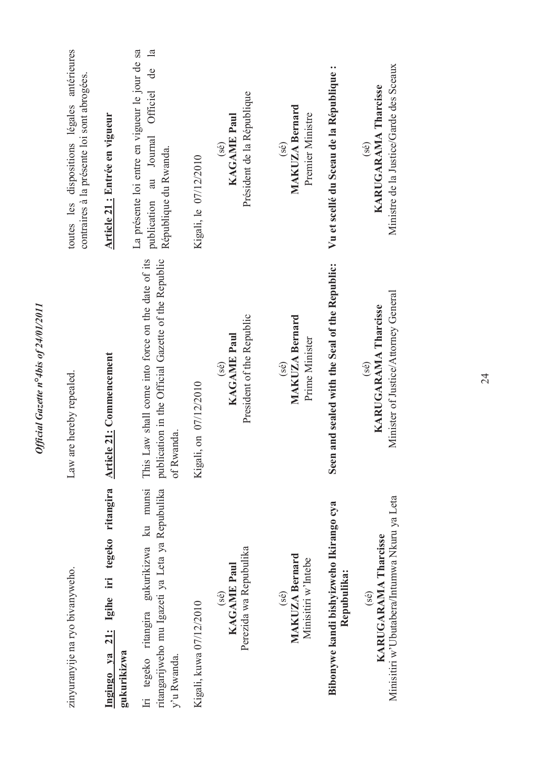zinyuranyije na ryo bivanyweho.

**Ingingo ya 21: Igihe iri tegeko ritangira gukurikizwa**

Iri tegeko ritangira gukurikizwa ku munsi ritangarijweho mu Igazeti ya Leta ya Repubulika y'u Rwanda.

Kigali, kuwa 07/12/2010

(sé)
**KAGAME Paul**
Perezida wa Repubulika

(sé)
**MAKUZA Bernard**
Minisitiri w'Intebe

**Bibonywe kandi bishyizweho Ikirango cya Repubulika:**

(sé)
**KARUGARAMA Tharcisse**
Minisitiri w'Ubutabera/Intumwa Nkuru ya Leta

Law are hereby repealed.

**Article 21: Commencement**

This Law shall come into force on the date of its publication in the Official Gazette of the Republic of Rwanda.

Kigali, on 07/12/2010

(sé)
**KAGAME Paul**
President of the Republic

(sé)
**MAKUZA Bernard**
Prime Minister

**Seen and sealed with the Seal of the Republic:**

(sé)
**KARUGARAMA Tharcisse**
Minister of Justice/Attorney General

toutes les dispositions légales antérieures contraires à la présente loi sont abrogées.

**Article 21 : Entrée en vigueur**

La présente loi entre en vigueur le jour de sa publication au Journal Officiel de la République du Rwanda.

Kigali, le 07/12/2010

(sé)
**KAGAME Paul**
Président de la République

(sé)
**MAKUZA Bernard**
Premier Ministre

**Vu et scellé du Sceau de la République :**

(sé)
**KARUGARAMA Tharcisse**
Ministre de la Justice/Garde des Sceaux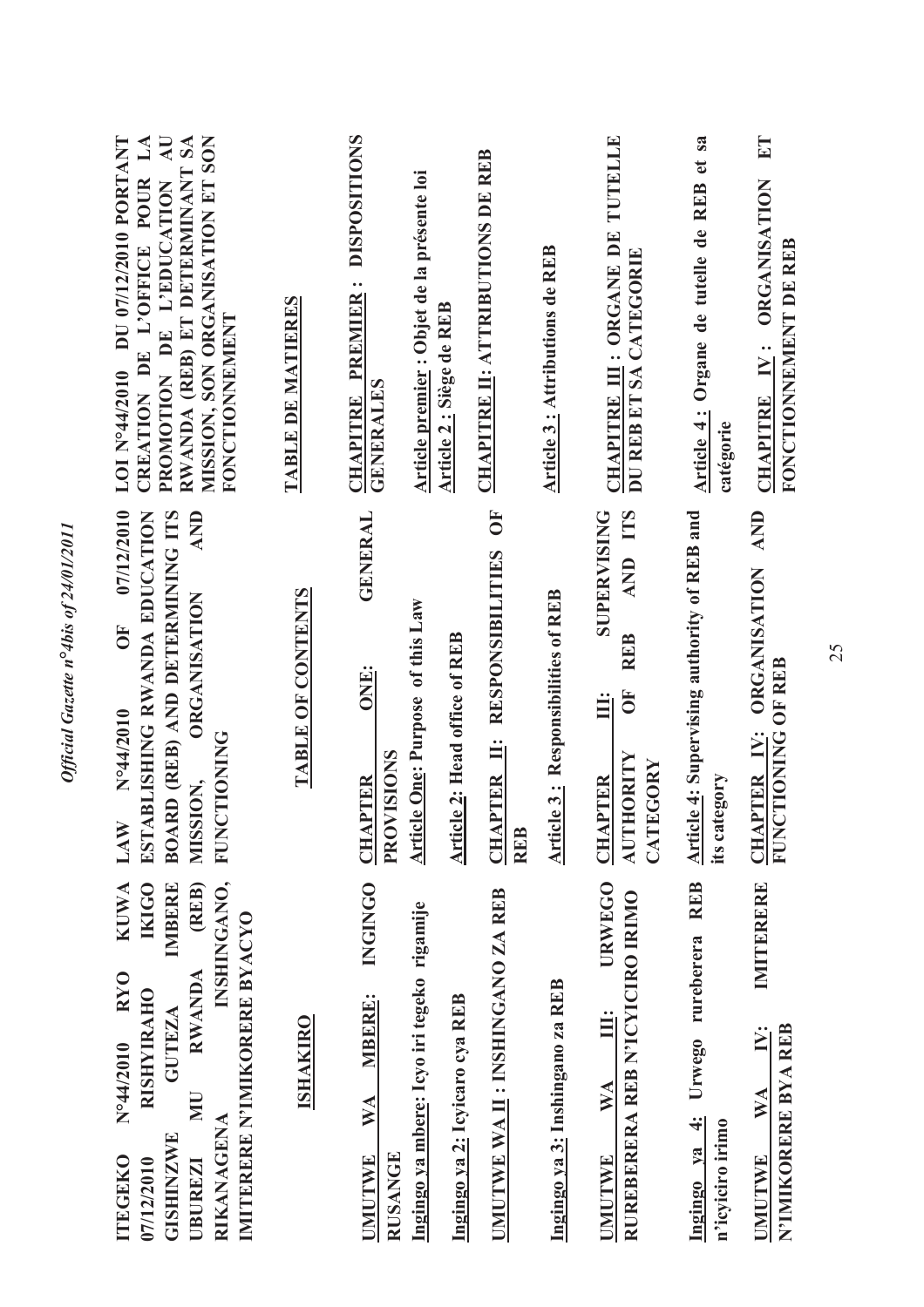**ITEGEKO N°44/2010 RYO KUWA 07/12/2010 RISHYIRAHO IKIGO GISHINZWE GUTEZA IMBERE UBUREZI MU RWANDA (REB) RIKANAGENA INSHINGANO, IMITERERE N'IMIKORERE BYACYO**

**ISHAKIRO**

**UMUTWE WA MBERE: INGINGO RUSANGE**

**Ingingo ya mbere: Icyo iri tegeko rigamije**

**Ingingo ya 2: Icyicaro cya REB**

**UMUTWE WA II : INSHINGANO ZA REB**

**Ingingo ya 3: Inshingano za REB**

**UMUTWE WA III: URWEGO RUREBERERA REB N'ICYICIRO IRIMO**

**Ingingo ya 4: Urwego rureberera REB n'icyiciro irimo**

**UMUTWE WA IV: IMITERERE N'IMIKORERE BYA REB**

**LAW N°44/2010 OF 07/12/2010 ESTABLISHING RWANDA EDUCATION BOARD (REB) AND DETERMINING ITS MISSION, ORGANISATION AND FUNCTIONING**

**TABLE OF CONTENTS**

**CHAPTER ONE: GENERAL PROVISIONS**

**Article One: Purpose of this Law**

**Article 2: Head office of REB**

**CHAPTER II: RESPONSIBILITIES OF REB**

**Article 3: Responsibilities of REB**

**CHAPTER III: SUPERVISING AUTHORITY OF REB AND ITS CATEGORY**

**Article 4: Supervising authority of REB and its category**

**CHAPTER IV: ORGANISATION AND FUNCTIONING OF REB**

**LOI N°44/2010 DU 07/12/2010 PORTANT CREATION DE L'OFFICE POUR LA PROMOTION DE L'EDUCATION AU RWANDA (REB) ET DETERMINANT SA MISSION, SON ORGANISATION ET SON FONCTIONNEMENT**

**TABLE DE MATIERES**

**CHAPITRE PREMIER : DISPOSITIONS GENERALES**

**Article premier : Objet de la présente loi**

**Article 2 : Siège de REB**

**CHAPITRE II: ATTRIBUTIONS DE REB**

**Article 3 : Attributions de REB**

**CHAPITRE III : ORGANE DE TUTELLE DU REB ET SA CATEGORIE**

**Article 4 : Organe de tutelle de REB et sa catégorie**

**CHAPITRE IV : ORGANISATION ET FONCTIONNEMENT DE REB**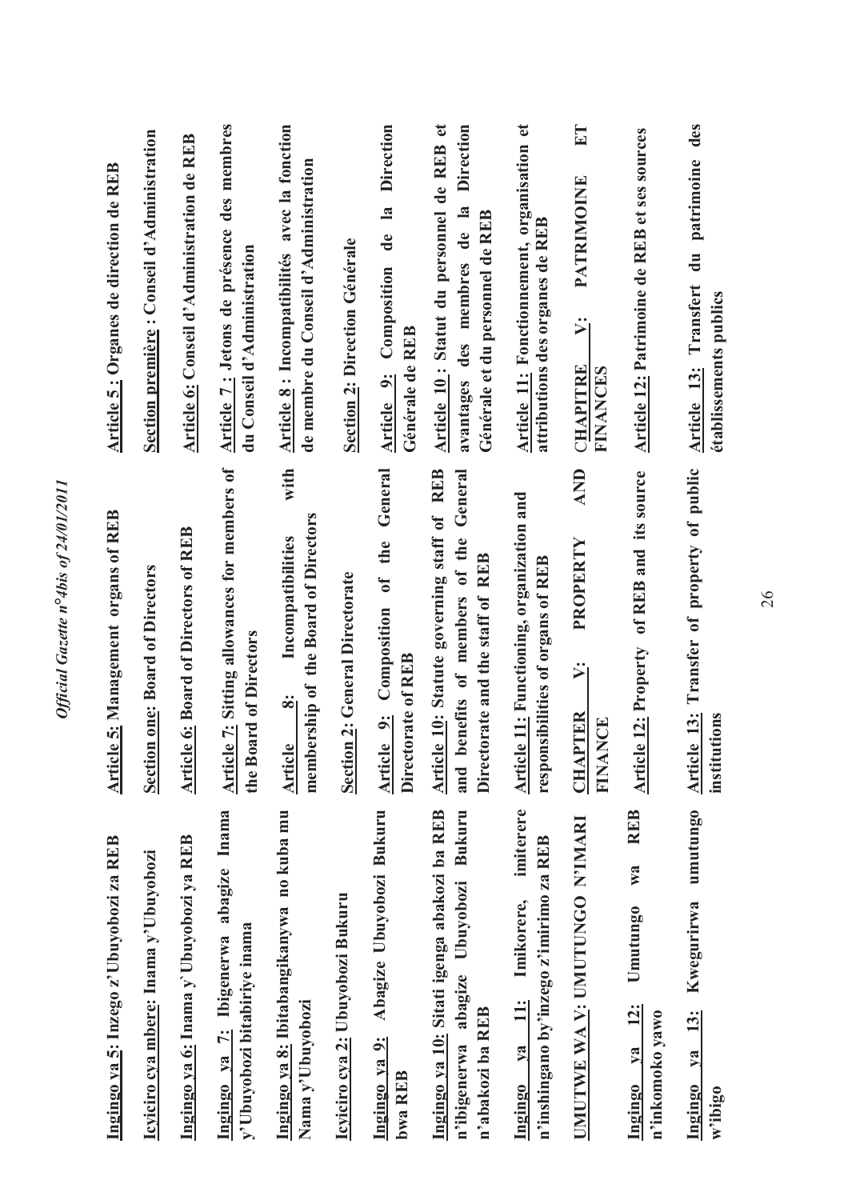**Ingingo ya 5: Inzego z'Ubuyobozi za REB**

**Icyiciro cya mbere: Inama y'Ubuyobozi**

**Ingingo ya 6: Inama y'Ubuyobozi ya REB**

**Ingingo ya 7: Ibigenerwa abagize Inama y'Ubuyobozi bitabiriye inama**

**Ingingo ya 8: Ibitabangikanywa no kuba mu Nama y'Ubuyobozi**

**Icyiciro cya 2: Ubuyobozi Bukuru**

**Ingingo ya 9: Abagize Ubuyobozi Bukuru bwa REB**

**Ingingo ya 10: Sitati igenga abakozi ba REB n'ibigenerwa abagize Ubuyobozi Bukuru n'abakozi ba REB**

**Ingingo ya 11: Imikorere, imiterere n'inshingano by'inzego z'imirimo za REB**

**UMUTWE WA V: UMUTUNGO N'IMARI**

**Ingingo ya 12: Umutungo wa REB n'inkomoko yawo**

**Ingingo ya 13: Kwegurirwa umutungo w'ibigo**

**Article 5: Management organs of REB**

**Section one: Board of Directors**

**Article 6: Board of Directors of REB**

**Article 7: Sitting allowances for members of the Board of Directors**

**Article 8: Incompatibilities with membership of the Board of Directors**

**Section 2: General Directorate**

**Article 9: Composition of the General Directorate of REB**

**Article 10: Statute governing staff of REB and benefits of members of the General Directorate and the staff of REB**

**Article 11: Functioning, organization and responsibilities of organs of REB**

**CHAPTER V: PROPERTY AND FINANCE**

**Article 12: Property of REB and its source**

**Article 13: Transfer of property of public institutions**

**Article 5 : Organes de direction de REB**

**Section première : Conseil d'Administration**

**Article 6: Conseil d'Administration de REB**

**Article 7 : Jetons de présence des membres du Conseil d'Administration**

**Article 8 : Incompatibilités avec la fonction de membre du Conseil d'Administration**

**Section 2: Direction Générale**

**Article 9: Composition de la Direction Générale de REB**

**Article 10 : Statut du personnel de REB et avantages des membres de la Direction Générale et du personnel de REB**

**Article 11: Fonctionnement, organisation et attributions des organes de REB**

**CHAPITRE V: PATRIMOINE ET FINANCES**

**Article 12: Patrimoine de REB et ses sources**

**Article 13: Transfert du patrimoine des établissements publics**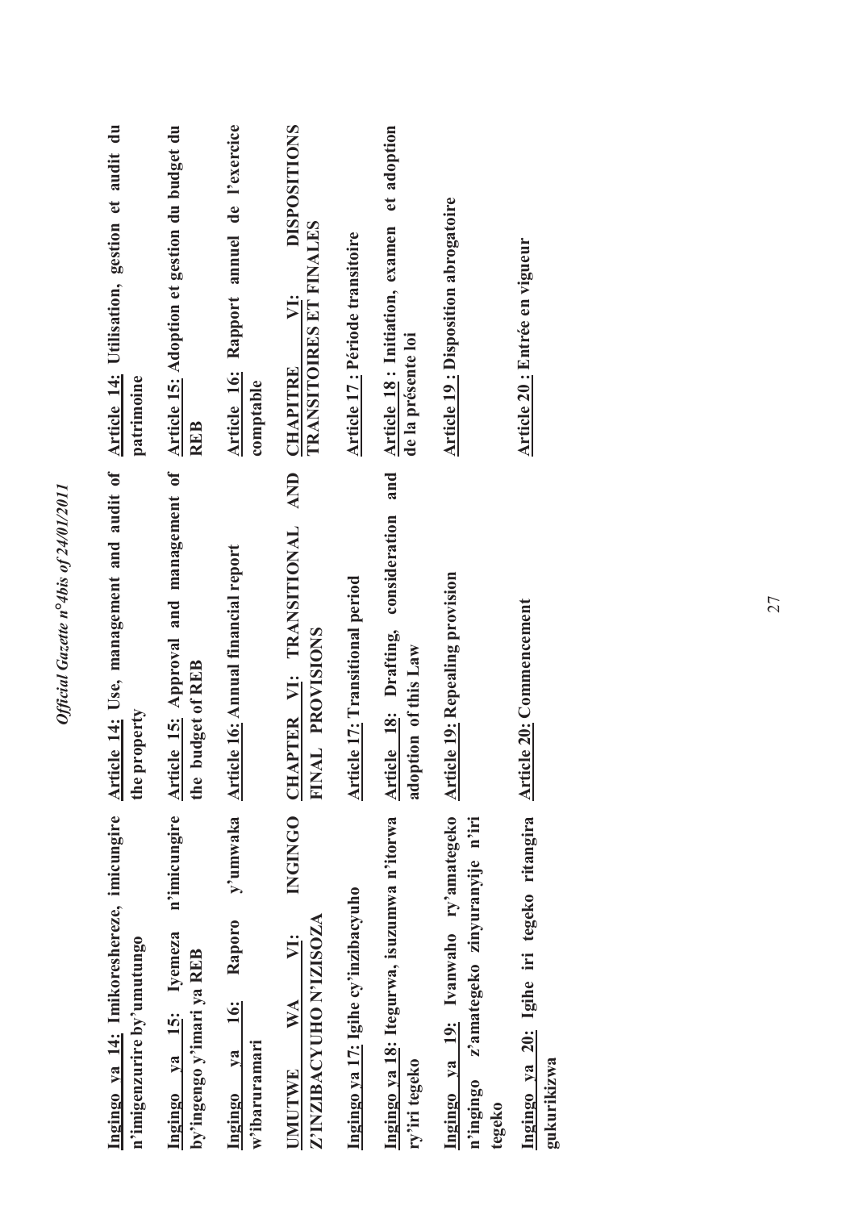**Ingingo ya 14: Imikoreshereze, imicungire n'imigenzurire by'umutungo**

**Ingingo ya 15: Iyemeza n'imicungire by'ingengo y'imari ya REB**

**Ingingo ya 16: Raporo y'umwaka w'ibaruramari**

**UMUTWE WA VI: INGINGO Z'INZIBACYUHO N'IZISOZA**

**Ingingo ya 17: Igihe cy'inzibacyuho**

**Ingingo ya 18: Itegurwa, isuzumwa n'itorwa ry'iri tegeko**

**Ingingo ya 19: Ivanwaho ry'amategeko n'ingingo z'amategeko zinyuranyije n'iri tegeko**

**Ingingo ya 20: Igihe iri tegeko ritangira gukurikizwa**

**Article 14: Use, management and audit of the property**

**Article 15: Approval and management of the budget of REB**

**Article 16: Annual financial report**

**CHAPTER VI: TRANSITIONAL AND FINAL PROVISIONS**

**Article 17: Transitional period**

**Article 18: Drafting, consideration and adoption of this Law**

**Article 19: Repealing provision**

**Article 20: Commencement**

**Article 14: Utilisation, gestion et audit du patrimoine**

**Article 15: Adoption et gestion du budget du REB**

**Article 16: Rapport annuel de l'exercice comptable**

**CHAPITRE VI: DISPOSITIONS TRANSITOIRES ET FINALES**

**Article 17 : Période transitoire**

**Article 18 : Initiation, examen et adoption de la présente loi**

**Article 19 : Disposition abrogatoire**

**Article 20 : Entrée en vigueur**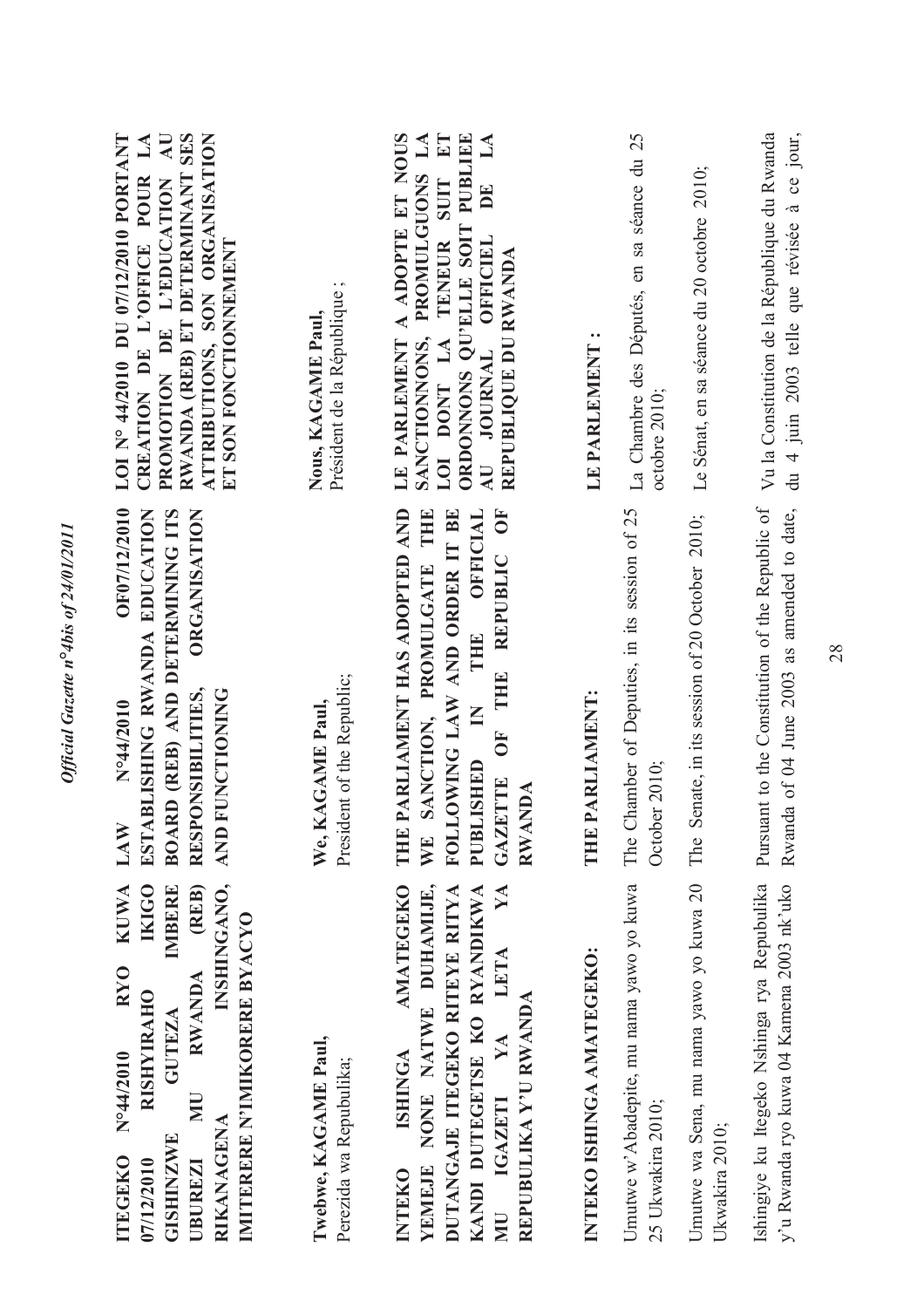**ITEGEKO N°44/2010 RYO KUWA 07/12/2010 RISHYIRAHO IKIGO GISHINZWE GUTEZA IMBERE UBUREZI MU RWANDA (REB) RIKANAGENA INSHINGANO, IMITERERE N'IMIKORERE BYACYO**

**Twebwe, KAGAME Paul,**
Perezida wa Repubulika;

**INTEKO ISHINGA AMATEGEKO YEMEJE NONE NATWE DUHAMIJE, DUTANGAJE ITEGEKO RITEYE RITYA KANDI DUTEGETSE KO RYANDIKWA MU IGAZETI YA LETA YA REPUBULIKA Y'U RWANDA**

**INTEKO ISHINGA AMATEGEKO:**

Umutwe w'Abadepite, mu nama yawo yo kuwa 25 Ukwakira 2010;

Umutwe wa Sena, mu nama yawo yo kuwa 20 Ukwakira 2010;

Ishingiye ku Itegeko Nshinga rya Repubulika y'u Rwanda ryo kuwa 04 Kamena 2003 nk'uko

**LAW N°44/2010 OF07/12/2010 ESTABLISHING RWANDA EDUCATION BOARD (REB) AND DETERMINING ITS RESPONSIBILITIES, ORGANISATION AND FUNCTIONING**

**We, KAGAME Paul,**
President of the Republic;

**THE PARLIAMENT HAS ADOPTED AND WE SANCTION, PROMULGATE THE FOLLOWING LAW AND ORDER IT BE PUBLISHED IN THE OFFICIAL GAZETTE OF THE REPUBLIC OF RWANDA**

**THE PARLIAMENT:**

The Chamber of Deputies, in its session of 25 October 2010;

The Senate, in its session of 20 October 2010;

Pursuant to the Constitution of the Republic of Rwanda of 04 June 2003 as amended to date,

**LOI N° 44/2010 DU 07/12/2010 PORTANT CREATION DE L'OFFICE POUR LA PROMOTION DE L'EDUCATION AU RWANDA (REB) ET DETERMINANT SES ATTRIBUTIONS, SON ORGANISATION ET SON FONCTIONNEMENT**

**Nous, KAGAME Paul,**
Président de la République ;

**LE PARLEMENT A ADOPTE ET NOUS SANCTIONNONS, PROMULGUONS LA LOI DONT LA TENEUR SUIT ET ORDONNONS QU'ELLE SOIT PUBLIEE AU JOURNAL OFFICIEL DE LA REPUBLIQUE DU RWANDA**

**LE PARLEMENT :**

La Chambre des Députés, en sa séance du 25 octobre 2010;

Le Sénat, en sa séance du 20 octobre 2010;

Vu la Constitution de la République du Rwanda du 4 juin 2003 telle que révisée à ce jour,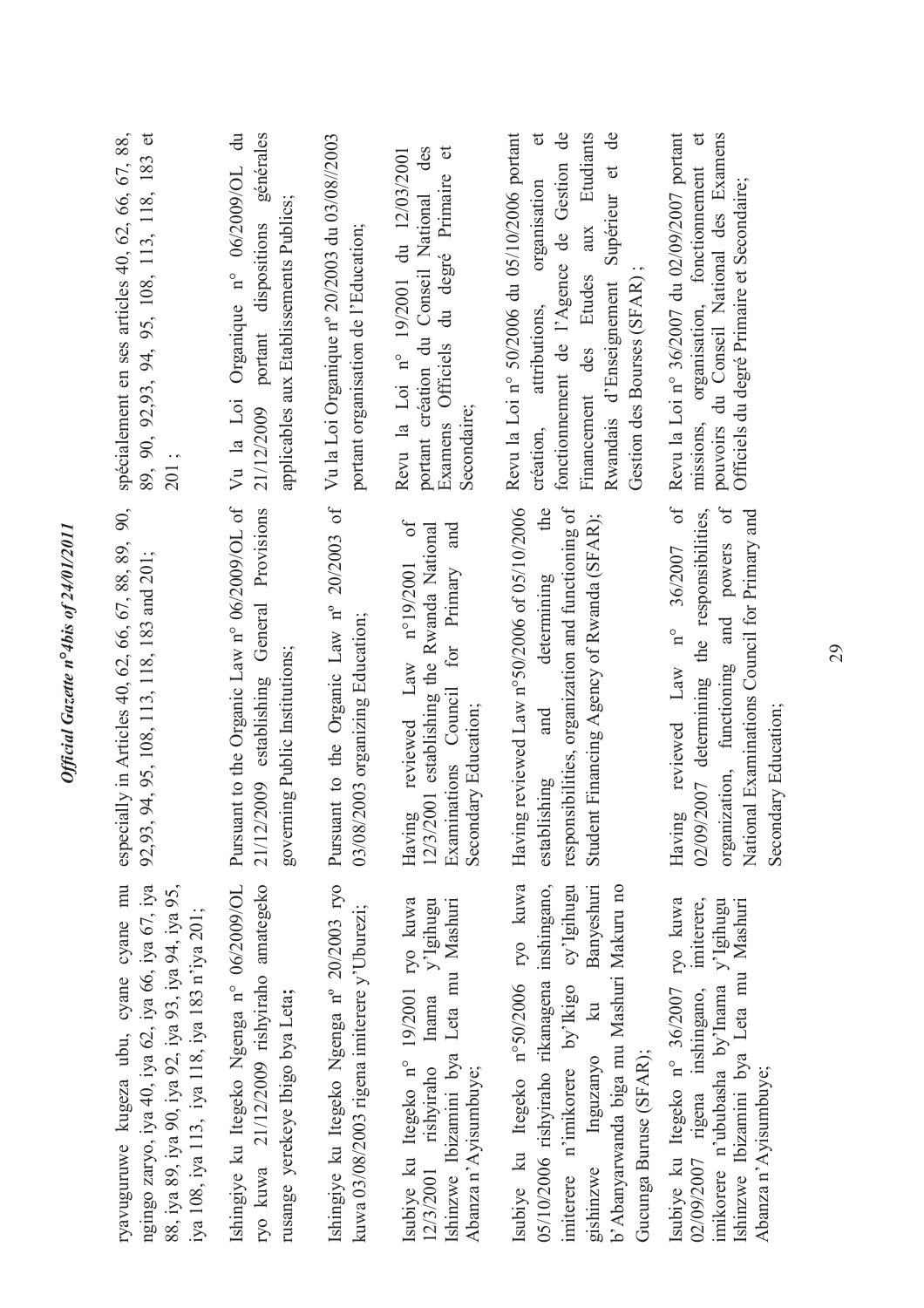ryavuguruwe kugeza ubu, cyane cyane mu ngingo zaryo, iya 40, iya 62, iya 66, iya 67, iya 88, iya 89, iya 90, iya 92, iya 93, iya 94, iya 95, iya 108, iya 113, iya 118, iya 183 n'iya 201;

Ishingiye ku Itegeko Ngenga n° 06/2009/OL ryo kuwa 21/12/2009 rishyiraho amategeko rusange yerekeye Ibigo bya Leta;

Ishingiye ku Itegeko Ngenga nº 20/2003 ryo kuwa 03/08/2003 rigena imiterere y'Uburezi;

Isubiye ku Itegeko n° 19/2001 ryo kuwa 12/3/2001 rishyiraho Inama y'Igihugu Ishinzwe Ibizamini bya Leta mu Mashuri Abanza n'Ayisumbuye;

Isubiye ku Itegeko n°50/2006 ryo kuwa 05/10/2006 rishyiraho rikanagena inshingano, imiterere n'imikorere by'Ikigo cy'Igihugu gishinzwe Inguzanyo ku Banyeshuri b'Abanyarwanda biga mu Mashuri Makuru no Gucunga Buruse (SFAR);

Isubiye ku Itegeko n° 36/2007 ryo kuwa 02/09/2007 rigena inshingano, imiterere, imikorere n'ububasha by'Inama y'Igihugu Ishinzwe Ibizamini bya Leta mu Mashuri Abanza n'Ayisumbuye;

especially in Articles 40, 62, 66, 67, 88, 89, 90, 92,93, 94, 95, 108, 113, 118, 183 and 201;

Pursuant to the Organic Law n° 06/2009/OL of 21/12/2009 establishing General Provisions governing Public Institutions;

Pursuant to the Organic Law nº 20/2003 of 03/08/2003 organizing Education;

Having reviewed Law n°19/2001 of 12/3/2001 establishing the Rwanda National Examinations Council for Primary and Secondary Education;

Having reviewed Law n°50/2006 of 05/10/2006 establishing and determining the responsibilities, organization and functioning of Student Financing Agency of Rwanda (SFAR);

Having reviewed Law n° 36/2007 of 02/09/2007 determining the responsibilities, organization, functioning and powers of National Examinations Council for Primary and Secondary Education;

spécialement en ses articles 40, 62, 66, 67, 88, 89, 90, 92,93, 94, 95, 108, 113, 118, 183 et 201 ;

Vu la Loi Organique n° 06/2009/OL du 21/12/2009 portant dispositions générales applicables aux Etablissements Publics;

Vu la Loi Organique nº 20/2003 du 03/08/2003 portant organisation de l'Education;

Revu la Loi n° 19/2001 du 12/03/2001 portant création du Conseil National des Examens Officiels du degré Primaire et Secondaire;

Revu la Loi n° 50/2006 du 05/10/2006 portant création, attributions, organisation et fonctionnement de l'Agence de Gestion de Financement des Etudes aux Etudiants Rwandais d'Enseignement Supérieur et de Gestion des Bourses (SFAR) ;

Revu la Loi n° 36/2007 du 02/09/2007 portant missions, organisation, fonctionnement et pouvoirs du Conseil National des Examens Officiels du degré Primaire et Secondaire;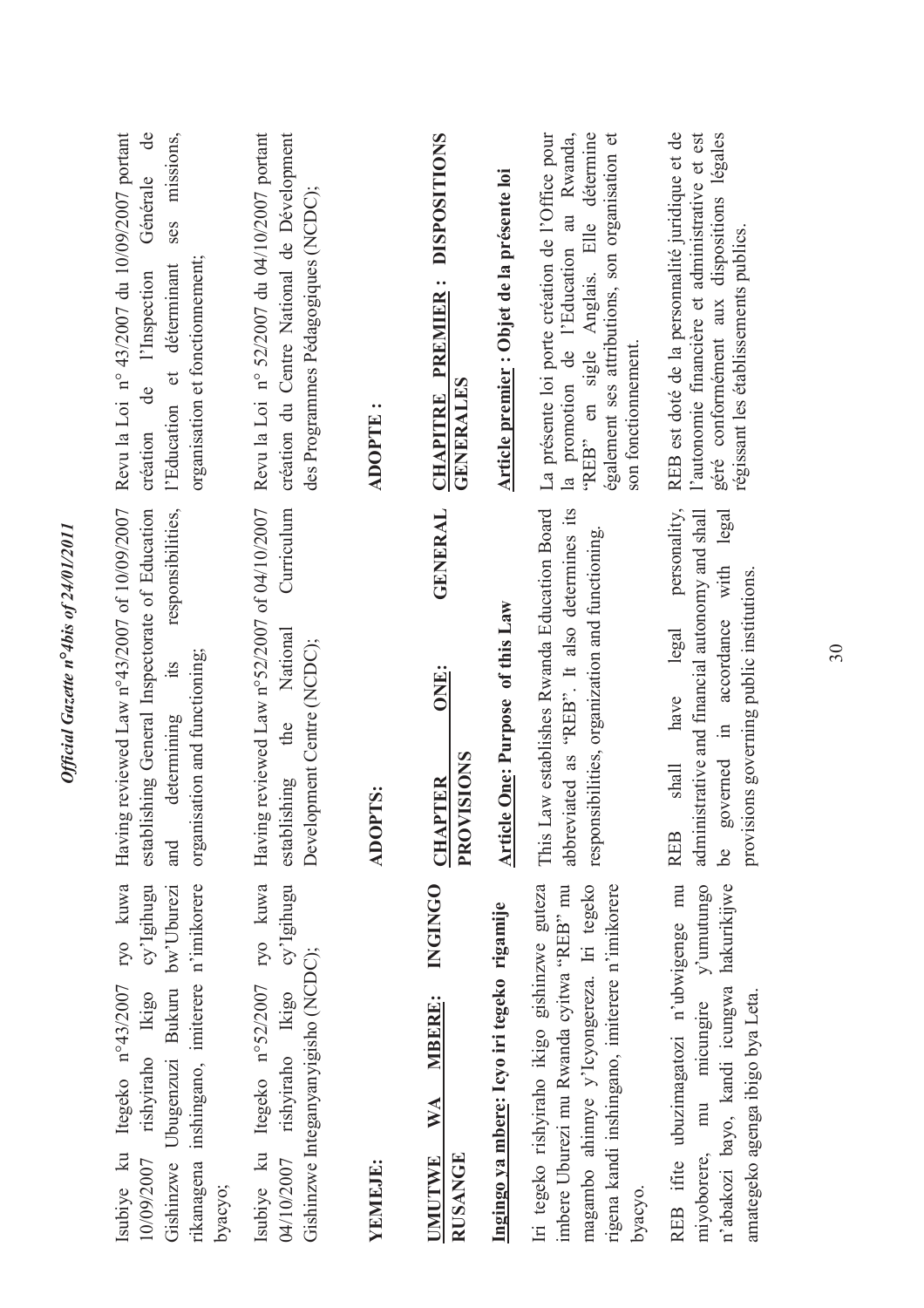Isubiye ku Itegeko n°43/2007 ryo kuwa 10/09/2007 rishyiraho Ikigo cy'Igihugu Gishinzwe Ubugenzuzi Bukuru bw'Uburezi rikanagena inshingano, imiterere n'imikorere byacyo;

Isubiye ku Itegeko n°52/2007 ryo kuwa 04/10/2007 rishyiraho Ikigo cy'Igihugu Gishinzwe Integanyanyigisho (NCDC);

**YEMEJE:**

**UMUTWE WA MBERE: INGINGO RUSANGE**

**Ingingo ya mbere: Icyo iri tegeko rigamije**

Iri tegeko rishyiraho ikigo gishinzwe guteza imbere Uburezi mu Rwanda cyitwa "REB" mu magambo ahinnye y'Icyongereza. Iri tegeko rigena kandi inshingano, imiterere n'imikorere byacyo.

REB ifite ubuzimagatozi n'ubwigenge mu miyoborere, mu micungire y'umutungo n'abakozi bayo, kandi icungwa hakurikijwe amategeko agenga ibigo bya Leta.

Having reviewed Law n°43/2007 of 10/09/2007 establishing General Inspectorate of Education and determining its responsibilities, organisation and functioning;

Having reviewed Law n°52/2007 of 04/10/2007 establishing the National Curriculum Development Centre (NCDC);

**ADOPTS:**

**CHAPTER ONE: GENERAL PROVISIONS**

**Article One: Purpose of this Law**

This Law establishes Rwanda Education Board abbreviated as "REB". It also determines its responsibilities, organization and functioning.

REB shall have legal personality, administrative and financial autonomy and shall be governed in accordance with legal provisions governing public institutions.

Revu la Loi n° 43/2007 du 10/09/2007 portant création de l'Inspection Générale de l'Education et déterminant ses missions, organisation et fonctionnement;

Revu la Loi n° 52/2007 du 04/10/2007 portant création du Centre National de Dévelopment des Programmes Pédagogiques (NCDC);

**ADOPTE :**

**CHAPITRE PREMIER : DISPOSITIONS GENERALES**

**Article premier : Objet de la présente loi**

La présente loi porte création de l'Office pour la promotion de l'Education au Rwanda, "REB" en sigle Anglais. Elle détermine également ses attributions, son organisation et son fonctionnement.

REB est doté de la personnalité juridique et de l'autonomie financière et administrative et est géré conformément aux dispositions légales régissant les établissements publics.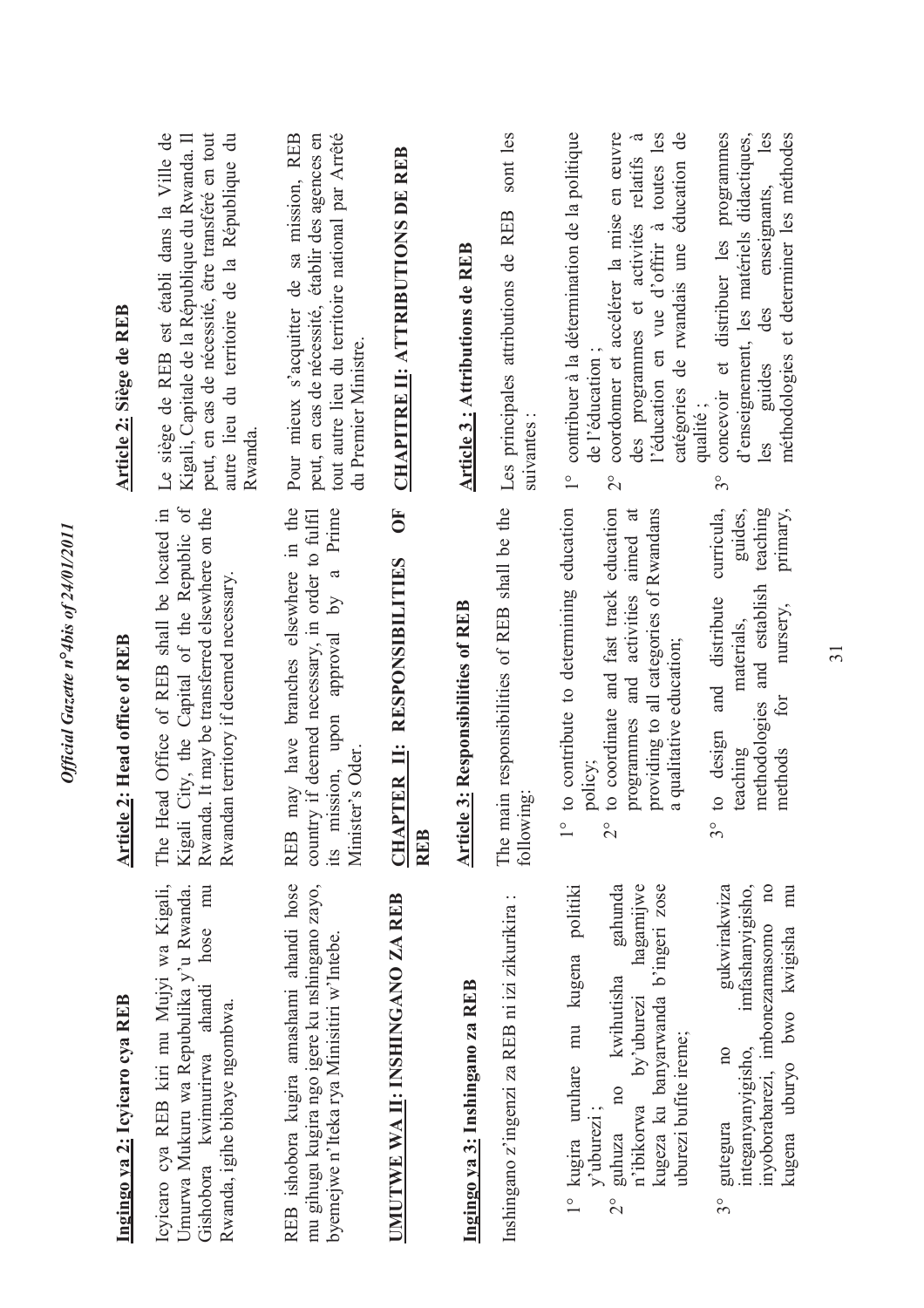**Ingingo ya 2: Icyicaro cya REB**

Icyicaro cya REB kiri mu Mujyi wa Kigali, Umurwa Mukuru wa Repubulika y'u Rwanda. Gishobora kwimurirwa ahandi hose mu Rwanda, igihe bibaye ngombwa.

REB ishobora kugira amashami ahandi hose mu gihugu kugira ngo igere ku nshingano zayo, byemejwe n'Iteka rya Minisitiri w'Intebe.

**UMUTWE WA II: INSHINGANO ZA REB**

**Ingingo ya 3: Inshingano za REB**

Inshingano z'ingenzi za REB ni izi zikurikira :

1° kugira uruhare mu kugena politiki y'uburezi ;

2° guhuza no kwihutisha gahunda n'ibikorwa by'uburezi hagamijwe kugeza ku banyarwanda b'ingeri zose uburezi bufite ireme;

3° gutegura no gukwirakwiza integanyanyigisho, imfashanyigisho, inyoborabarezi, imbonezamasomo no kugena uburyo bwo kwigisha mu

**Article 2: Head office of REB**

The Head Office of REB shall be located in Kigali City, the Capital of the Republic of Rwanda. It may be transferred elsewhere on the Rwandan territory if deemed necessary.

REB may have branches elsewhere in the country if deemed necessary, in order to fulfil its mission, upon approval by a Prime Minister's Oder.

**CHAPTER II: RESPONSIBILITIES OF REB**

**Article 3: Responsibilities of REB**

The main responsibilities of REB shall be the following:

1° to contribute to determining education policy;

2° to coordinate and fast track education programmes and activities aimed at providing to all categories of Rwandans a qualitative education;

3° to design and distribute curricula, teaching materials, guides, methodologies and establish teaching methods for nursery, primary,

**Article 2: Siège de REB**

Le siège de REB est établi dans la Ville de Kigali, Capitale de la République du Rwanda. Il peut, en cas de nécessité, être transféré en tout autre lieu du territoire de la République du Rwanda.

Pour mieux s'acquitter de sa mission, REB peut, en cas de nécessité, établir des agences en tout autre lieu du territoire national par Arrêté du Premier Ministre.

**CHAPITRE II: ATTRIBUTIONS DE REB**

**Article 3 : Attributions de REB**

Les principales attributions de REB sont les suivantes :

1° contribuer à la détermination de la politique de l'éducation ;

2° coordonner et accélérer la mise en œuvre des programmes et activités relatifs à l'éducation en vue d'offrir à toutes les catégories de rwandais une éducation de qualité ;

3° concevoir et distribuer les programmes d'enseignement, les matériels didactiques, les guides des enseignants, les méthodologies et déterminer les méthodes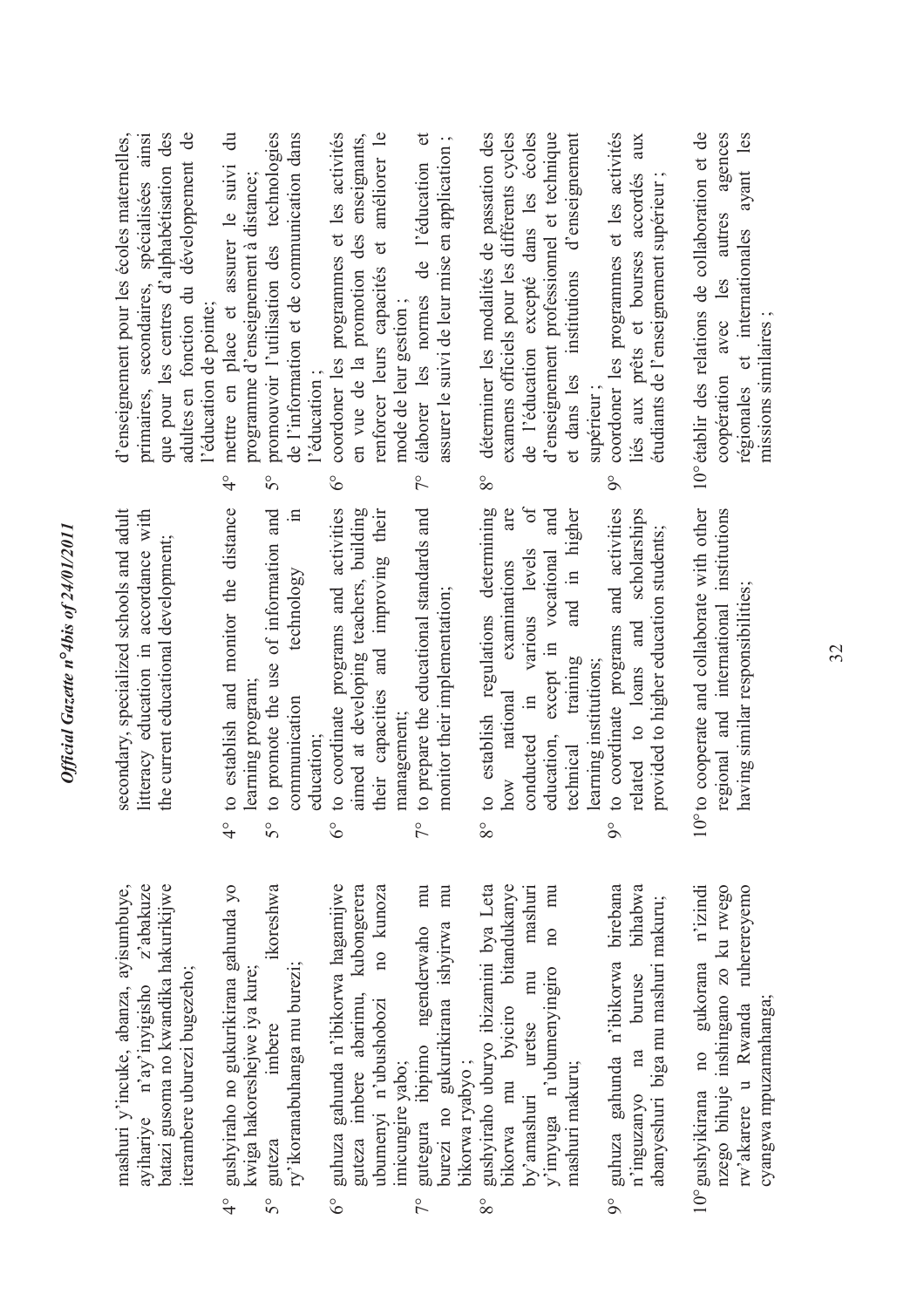mashuri y'incuke, abanza, ayisumbuye, ayihariye n'ay'inyigisho z'abakuze batazi gusoma no kwandika hakurikijwe iterambere uburezi bugezeho;

4° gushyiraho no gukurikirana gahunda yo kwiga hakoreshejwe iya kure;

5° guteza imbere ikoreshwa ry'ikoranabuhanga mu burezi;

6° guhuza gahunda n'ibikorwa hagamijwe guteza imbere abarimu, kubongerera ubumenyi n'ubushobozi no kunoza imicungire yabo;

7° gutegura ibipimo ngenderwaho mu burezi no gukurikirana ishyirwa mu bikorwa ryabyo ;

8° gushyiraho uburyo ibizamini bya Leta bikorwa mu byiciro bitandukanye by'amashuri uretse mu mashuri y'imyuga n'ubumenyingiro no mu mashuri makuru;

9° guhuza gahunda n'ibikorwa birebana n'inguzanyo na buruse bihabwa abanyeshuri biga mu mashuri makuru;

10° gushyikirana no gukorana n'izindi nzego bihuje inshingano zo ku rwego rw'akarere u Rwanda ruherereyemo cyangwa mpuzamahanga;

secondary, specialized schools and adult litteracy education in accordance with the current educational development;

4° to establish and monitor the distance learning program;

5° to promote the use of information and communication technology in education;

6° to coordinate programs and activities aimed at developing teachers, building their capacities and improving their management;

7° to prepare the educational standards and monitor their implementation;

8° to establish regulations determining how national examinations are conducted in various levels of education, except in vocational and technical training and in higher learning institutions;

9° to coordinate programs and activities related to loans and scholarships provided to higher education students;

10° to cooperate and collaborate with other regional and international institutions having similar responsibilities;

d'enseignement pour les écoles maternelles, primaires, secondaires, spécialisées ainsi que pour les centres d'alphabétisation des adultes en fonction du développement de l'éducation de pointe;

4° mettre en place et assurer le suivi du programme d'enseignement à distance;

5° promouvoir l'utilisation des technologies de l'information et de communication dans l'éducation ;

6° coordoner les programmes et les activités en vue de la promotion des enseignants, renforcer leurs capacités et améliorer le mode de leur gestion ;

7° élaborer les normes de l'éducation et assurer le suivi de leur mise en application ;

8° déterminer les modalités de passation des examens officiels pour les différents cycles de l'éducation excepté dans les écoles d'enseignement professionnel et technique et dans les institutions d'enseignement supérieur ;

9° coordoner les programmes et les activités liés aux prêts et bourses accordés aux étudiants de l'enseignement supérieur ;

10° établir des relations de collaboration et de coopération avec les autres agences régionales et internationales ayant les missions similaires ;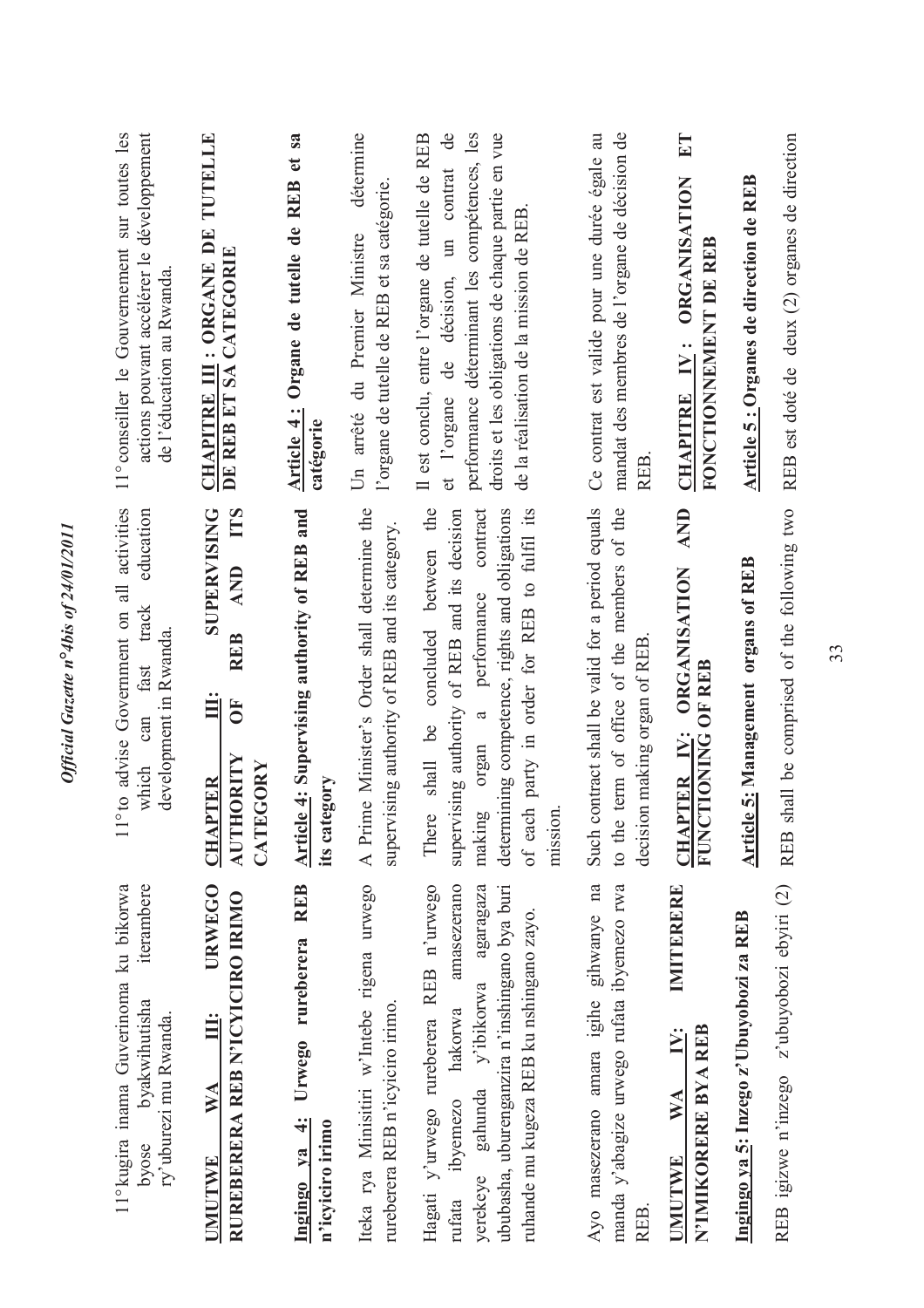11° kugira inama Guverinoma ku bikorwa byose byakwihutisha iterambere ry'uburezi mu Rwanda.

**UMUTWE WA III: URWEGO RUREBERERA REB N'ICYICIRO IRIMO**

**Ingingo ya 4: Urwego rureberera REB n'icyiciro irimo**

Iteka rya Minisitiri w'Intebe rigena urwego rureberera REB n'icyiciro irimo.

Hagati y'urwego rureberera REB n'urwego rufata ibyemezo hakorwa amasezerano yerekeye gahunda y'ibikorwa agaragaza ububasha, uburenganzira n'inshingano bya buri ruhande mu kugeza REB ku nshingano zayo.

Ayo masezerano amara igihe gihwanye na manda y'abagize urwego rufata ibyemezo rwa REB.

**UMUTWE WA IV: IMITERERE N'IMIKORERE BYA REB**

**Ingingo ya 5: Inzego z'Ubuyobozi za REB**

REB igizwe n'inzego z'ubuyobozi ebyiri (2)

11° to advise Government on all activities which can fast track education development in Rwanda.

**CHAPTER III: SUPERVISING AUTHORITY OF REB AND ITS CATEGORY**

**Article 4: Supervising authority of REB and its category**

A Prime Minister's Order shall determine the supervising authority of REB and its category.

There shall be concluded between the supervising authority of REB and its decision making organ a performance contract determining competence, rights and obligations of each party in order for REB to fulfil its mission.

Such contract shall be valid for a period equals to the term of office of the members of the decision making organ of REB.

**CHAPTER IV: ORGANISATION AND FUNCTIONING OF REB**

**Article 5: Management organs of REB**

REB shall be comprised of the following two

11° conseiller le Gouvernement sur toutes les actions pouvant accélérer le développement de l'éducation au Rwanda.

**CHAPITRE III : ORGANE DE TUTELLE DE REB ET SA CATEGORIE**

**Article 4 : Organe de tutelle de REB et sa catégorie**

Un arrêté du Premier Ministre détermine l'organe de tutelle de REB et sa catégorie.

Il est conclu, entre l'organe de tutelle de REB et l'organe de décision, un contrat de performance déterminant les compétences, les droits et les obligations de chaque partie en vue de la réalisation de la mission de REB.

Ce contrat est valide pour une durée égale au mandat des membres de l'organe de décision de REB.

**CHAPITRE IV : ORGANISATION ET FONCTIONNEMENT DE REB**

**Article 5 : Organes de direction de REB**

REB est doté de deux (2) organes de direction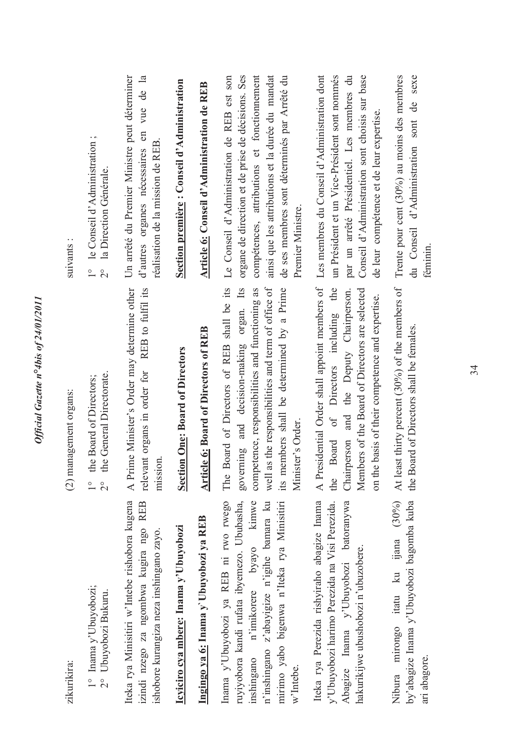zikurikira:

1° Inama y'Ubuyobozi;
2° Ubuyobozi Bukuru.

Iteka rya Minisitiri w'Intebe rishobora kugena izindi nzego za ngombwa kugira ngo REB ishobore kurangiza neza inshingano zayo.

**Icyiciro cya mbere: Inama y'Ubuyobozi**

**Ingingo ya 6: Inama y'Ubuyobozi ya REB**

Inama y'Ubuyobozi ya REB ni rwo rwego ruyiyobora kandi rufata ibyemezo. Ububasha, inshingano n'imikorere byayo kimwe n'inshingano z'abayigize n'igihe bamara ku mirimo yabo bigenwa n'Iteka rya Minisitiri w'Intebe.

Iteka rya Perezida rishyiraho abagize Inama y'Ubuyobozi harimo Perezida na Visi Perezida. Abagize Inama y'Ubuyobozi batoranywa hakurikijwe ubushobozi n'ubuzobere.

Nibura mirongo itatu ku ijana (30%) by'abagize Inama y'Ubuyobozi bagomba kuba ari abagore.

(2) management organs:

1° the Board of Directors;
2° the General Directorate.

A Prime Minister's Order may determine other relevant organs in order for REB to fulfil its mission.

**Section One: Board of Directors**

**Article 6: Board of Directors of REB**

The Board of Directors of REB shall be its governing and decision-making organ. Its competence, responsibilities and functioning as well as the responsibilities and term of office of its members shall be determined by a Prime Minister's Order.

A Presidential Order shall appoint members of the Board of Directors including the Chairperson and the Deputy Chairperson. Members of the Board of Directors are selected on the basis of their competence and expertise.

At least thirty percent (30%) of the members of the Board of Directors shall be females.

suivants :

1° le Conseil d'Administration ;
2° la Direction Générale.

Un arrêté du Premier Ministre peut déterminer d'autres organes nécessaires en vue de la réalisation de la mission de REB.

**Section première : Conseil d'Administration**

**Article 6: Conseil d'Administration de REB**

Le Conseil d'Administration de REB est son organe de direction et de prise de décisions. Ses compétences, attributions et fonctionnement ainsi que les attributions et la durée du mandat de ses membres sont déterminés par Arrêté du Premier Ministre.

Les membres du Conseil d'Administration dont un Président et un Vice-Président sont nommés par un arrêté Présidentiel. Les membres du Conseil d'Administration sont choisis sur base de leur compétence et de leur expertise.

Trente pour cent (30%) au moins des membres du Conseil d'Administration sont de sexe féminin.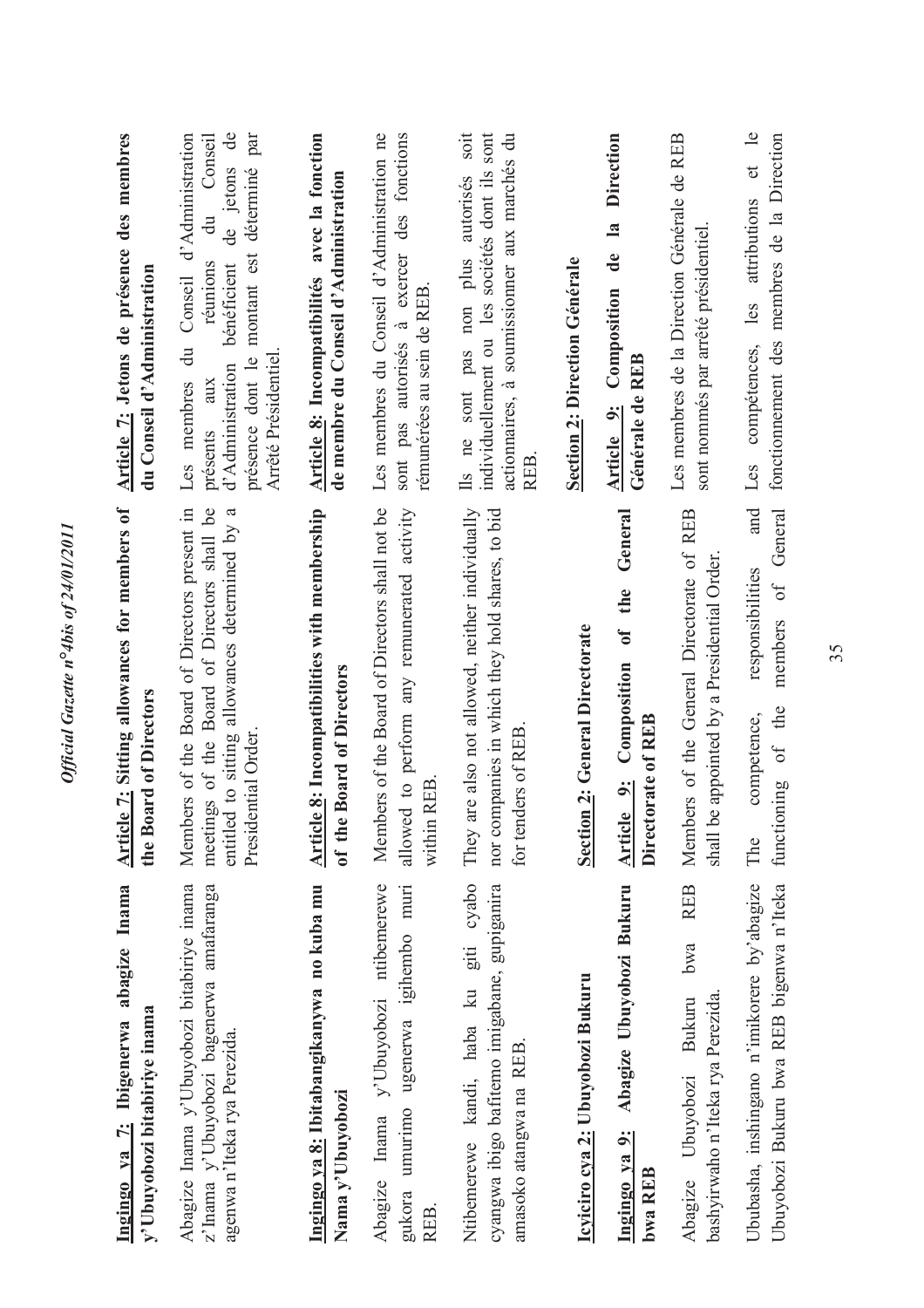**Ingingo ya 7: Ibigenerwa abagize Inama y'Ubuyobozi bitabiriye inama**

Abagize Inama y'Ubuyobozi bitabiriye inama z'Inama y'Ubuyobozi bagenerwa amafaranga agenwa n'Iteka rya Perezida.

**Ingingo ya 8: Ibitabangikanywa no kuba mu Nama y'Ubuyobozi**

Abagize Inama y'Ubuyobozi ntibemerewe gukora umurimo ugenerwa igihembo muri REB.

Ntibemerewe kandi, haba ku giti cyabo cyangwa ibigo bafitemo imigabane, gupiganira amasoko atangwa na REB.

**Icyiciro cya 2: Ubuyobozi Bukuru**

**Ingingo ya 9: Abagize Ubuyobozi Bukuru bwa REB**

Abagize Ubuyobozi Bukuru bwa REB bashyirwaho n'Iteka rya Perezida.

Ububasha, inshingano n'imikorere by'abagize Ubuyobozi Bukuru bwa REB bigenwa n'Iteka

**Article 7: Sitting allowances for members of the Board of Directors**

Members of the Board of Directors present in meetings of the Board of Directors shall be entitled to sitting allowances determined by a Presidential Order.

**Article 8: Incompatibilities with membership of the Board of Directors**

Members of the Board of Directors shall not be allowed to perform any remunerated activity within REB.

They are also not allowed, neither individually nor companies in which they hold shares, to bid for tenders of REB.

**Section 2: General Directorate**

**Article 9: Composition of the General Directorate of REB**

Members of the General Directorate of REB shall be appointed by a Presidential Order.

The competence, responsibilities and functioning of the members of General

**Article 7: Jetons de présence des membres du Conseil d'Administration**

Les membres du Conseil d'Administration présents aux réunions du Conseil d'Administration bénéficient de jetons de présence dont le montant est déterminé par Arrêté Présidentiel.

**Article 8: Incompatibilités avec la fonction de membre du Conseil d'Administration**

Les membres du Conseil d'Administration ne sont pas autorisés à exercer des fonctions rémunérées au sein de REB.

Ils ne sont pas non plus autorisés soit individuellement ou les sociétés dont ils sont actionnaires, à soumissionner aux marchés du REB.

**Section 2: Direction Générale**

**Article 9: Composition de la Direction Générale de REB**

Les membres de la Direction Générale de REB sont nommés par arrêté présidentiel.

Les compétences, les attributions et le fonctionnement des membres de la Direction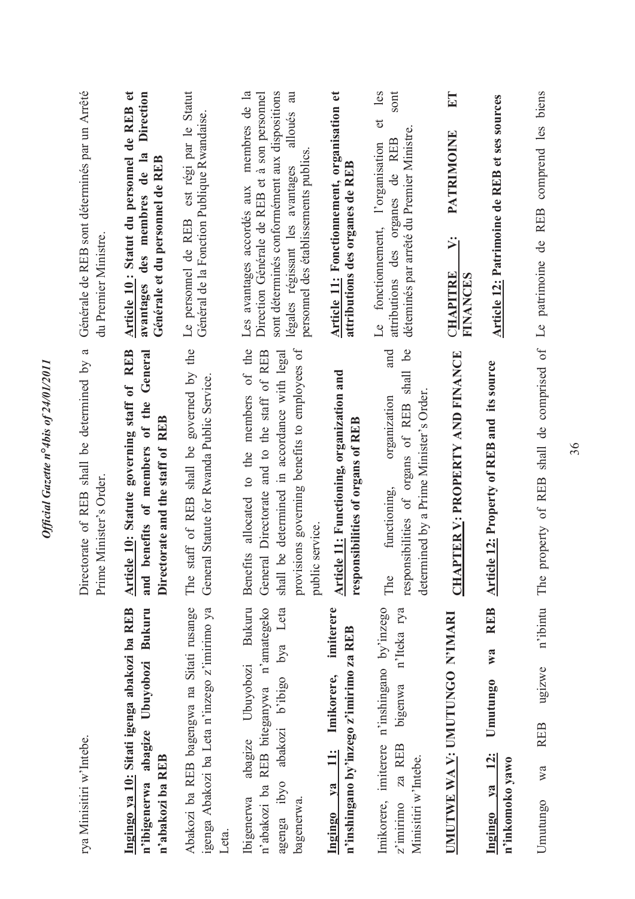rya Minisitiri w'Intebe.

**Ingingo ya 10: Sitati igenga abakozi ba REB n'ibigenerwa abagize Ubuyobozi Bukuru n'abakozi ba REB**

Abakozi ba REB bagengwa na Sitati rusange igenga Abakozi ba Leta n'inzego z'imirimo ya Leta.

Ibigenerwa abagize Ubuyobozi Bukuru n'abakozi ba REB biteganywa n'amategeko agena ibyo abakozi b'ibigo bya Leta bagenerwa.

**Ingingo ya 11: Imikorere, imiterere n'inshingano by'inzego z'imirimo za REB**

Imikorere, imiterere n'inshingano by'inzego z'imirimo za REB bigenwa n'Iteka rya Minisitiri w'Intebe.

**UMUTWE WA V: UMUTUNGO N'IMARI**

**Ingingo ya 12: Umutungo wa REB n'inkomoko yawo**

Umutungo wa REB ugizwe n'ibintu

Directorate of REB shall be determined by a Prime Minister's Order.

**Article 10: Statute governing staff of REB and benefits of members of the General Directorate and the staff of REB**

The staff of REB shall be governed by the General Statute for Rwanda Public Service.

Benefits allocated to the members of the General Directorate and to the staff of REB shall be determined in accordance with legal provisions governing benefits to employees of public service.

**Article 11: Functioning, organization and responsibilities of organs of REB**

The functioning, organization and responsibilities of organs of REB shall be determined by a Prime Minister's Order.

**CHAPTER V: PROPERTY AND FINANCE**

**Article 12: Property of REB and its source**

The property of REB shall de comprised of

Générale de REB sont déterminés par un Arrêté du Premier Ministre.

**Article 10 : Statut du personnel de REB et avantages des membres de la Direction Générale et du personnel de REB**

Le personnel de REB est régi par le Statut Général de la Fonction Publique Rwandaise.

Les avantages accordés aux membres de la Direction Générale de REB et à son personnel sont déterminés conformément aux dispositions légales régissant les avantages alloués au personnel des établissements publics.

**Article 11: Fonctionnement, organisation et attributions des organes de REB**

Le fonctionnement, l'organisation et les attributions des organes de REB sont déterminés par arrêté du Premier Ministre.

**CHAPITRE V: PATRIMOINE ET FINANCES**

**Article 12: Patrimoine de REB et ses sources**

Le patrimoine de REB comprend les biens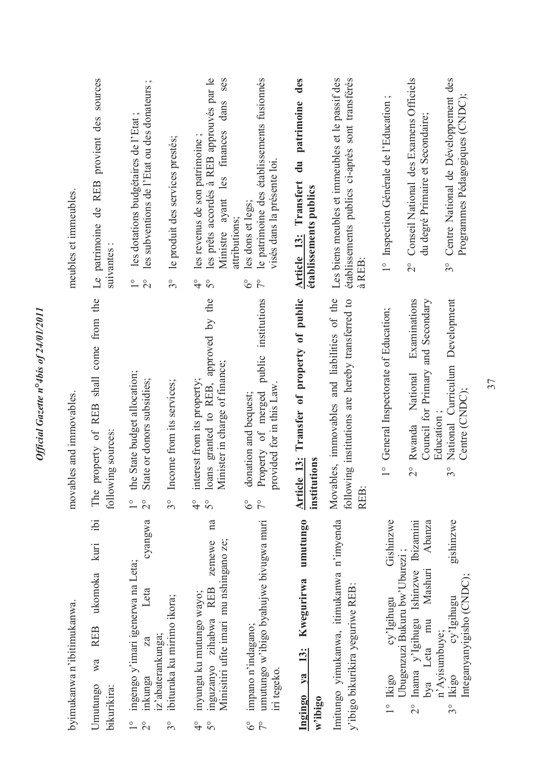byimukanwa n'ibitimukanwa.

Umutungo wa REB ukomoka kuri ibi bikurikira:

1° ingengo y'imari igenerwa na Leta;
2° inkunga za Leta cyangwa iz'abaterankunga;
3° ibituruka ku mirimo ikora;
4° inyungu ku mutungo wayo;
5° inguzanyo zihabwa REB zemewe na Minisitiri ufite imari mu nshingano ze;
6° impano n'indagano;
7° umutungo w'ibigo byahujwe bivugwa muri iri tegeko.

**Ingingo ya 13: Kwegurirwa umutungo w'ibigo**

Imitungo yimukanwa, itimukanwa n'imyenda y'ibigo bikurikira yeguriwe REB:

1° Ikigo cy'Igihugu Gishinzwe Ubugenzuzi Bukuru bw'Uburezi ;
2° Inama y'Igihugu Ishinzwe Ibizamini bya Leta mu Mashuri Abanza n'Ayisumbuye;
3° Ikigo cy'Igihugu gishinzwe Integanyanyigisho (CNDC);

movables and immovables.

The property of REB shall come from the following sources:

1° the State budget allocation;
2° State or donors subsidies;
3° Income from its services;
4° interest from its property;
5° loans granted to REB, approved by the Minister in charge of finance;
6° donation and bequest;
7° Property of merged public institutions provided for in this Law.

**Article 13: Transfer of property of public institutions**

Movables, immovables and liabilities of the following institutions are hereby transferred to REB:

1° General Inspectorate of Education;
2° Rwanda National Examinations Council for Primary and Secondary Education ;
3° National Curriculum Development Centre (CNDC);

meubles et immeubles.

Le patrimoine de REB provient des sources suivantes :

1° les dotations budgétaires de l'Etat ;
2° les subventions de l'Etat ou des donateurs ;
3° le produit des services prestés;
4° les revenus de son patrimoine ;
5° les prêts accordés à REB approuvés par le Ministre ayant les finances dans ses attributions;
6° les dons et legs;
7° le patrimoine des établissements fusionnés visés dans la présente loi.

**Article 13: Transfert du patrimoine des établissements publics**

Les biens meubles et immeubles et le passif des établissements publics ci-après sont transférés à REB:

1° Inspection Générale de l'Education ;
2° Conseil National des Examens Officiels du degré Primaire et Secondaire;
3° Centre National de Développement des Programmes Pédagogiques (CNDC);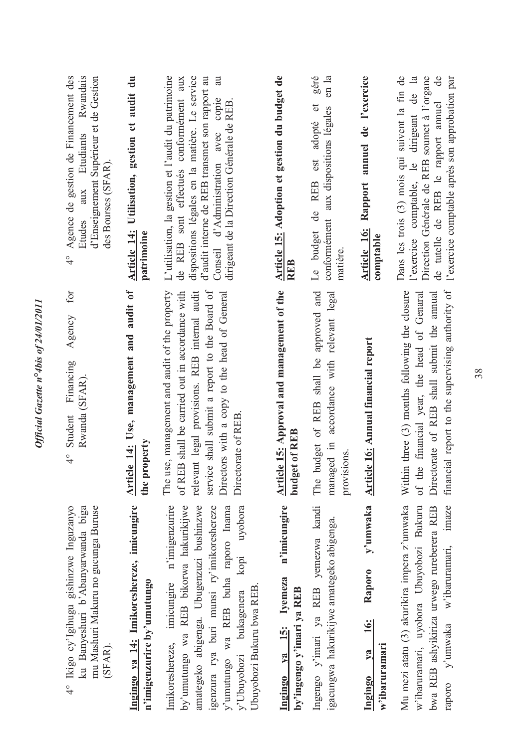4° Ikigo cy'Igihugu gishinzwe Inguzanyo ku Banyeshuri b'Abanyarwanda biga mu Mashuri Makuru no gucunga Buruse (SFAR).

**Ingingo ya 14: Imikoreshereze, imicungire n'imigenzurire by'umutungo**

Imikoreshereze, imicungire n'imigenzurire by'umutungo wa REB bikorwa hakurikijwe amategeko abigenga. Ubugenzuzi bushinzwe igenzura rya buri munsi ry'imikoreshereze y'umutungo wa REB buha raporo Inama y'Ubuyobozi bukagenera kopi uyobora Ubuyobozi Bukuru bwa REB.

**Ingingo ya 15: Iyemeza n'imicungire by'ingengo y'imari ya REB**

Ingengo y'imari ya REB yemezwa kandi igacungwa hakurikijwe amategeko abigenga.

**Ingingo ya 16: Raporo y'umwaka w'ibaruramari**

Mu mezi atatu (3) akurikira impera z'umwaka w'ibaruramari, uyobora Ubuyobozi Bukuru bwa REB ashyikiriza urwego rureberera REB raporo y'umwaka w'ibaruramari, imaze

4° Student Financing Agency for Rwanda (SFAR).

**Article 14: Use, management and audit of the property**

The use, management and audit of the property of REB shall be carried out in accordance with relevant legal provisions. REB internal audit service shall submit a report to the Board of Directors with a copy to the head of General Directorate of REB.

**Article 15: Approval and management of the budget of REB**

The budget of REB shall be approved and managed in accordance with relevant legal provisions.

**Article 16: Annual financial report**

Within three (3) months following the closure of the financial year, the head of Genaral Directorate of REB shall submit the annual financial report to the supervising authority of

4° Agence de gestion de Financement des Etudes aux Etudiants Rwandais d'Enseignement Supérieur et de Gestion des Bourses (SFAR).

**Article 14: Utilisation, gestion et audit du patrimoine**

L'utilisation, la gestion et l'audit du patrimoine de REB sont effectués conformément aux dispositions légales en la matière. Le service d'audit interne de REB transmet son rapport au Conseil d'Administration avec copie au dirigeant de la Direction Générale de REB.

**Article 15: Adoption et gestion du budget de REB**

Le budget de REB est adopté et géré conformément aux dispositions légales en la matière.

**Article 16: Rapport annuel de l'exercice comptable**

Dans les trois (3) mois qui suivent la fin de l'exercice comptable, le dirigeant de la Direction Générale de REB soumet à l'organe de tutelle de REB le rapport annuel de l'exercice comptable après son approbation par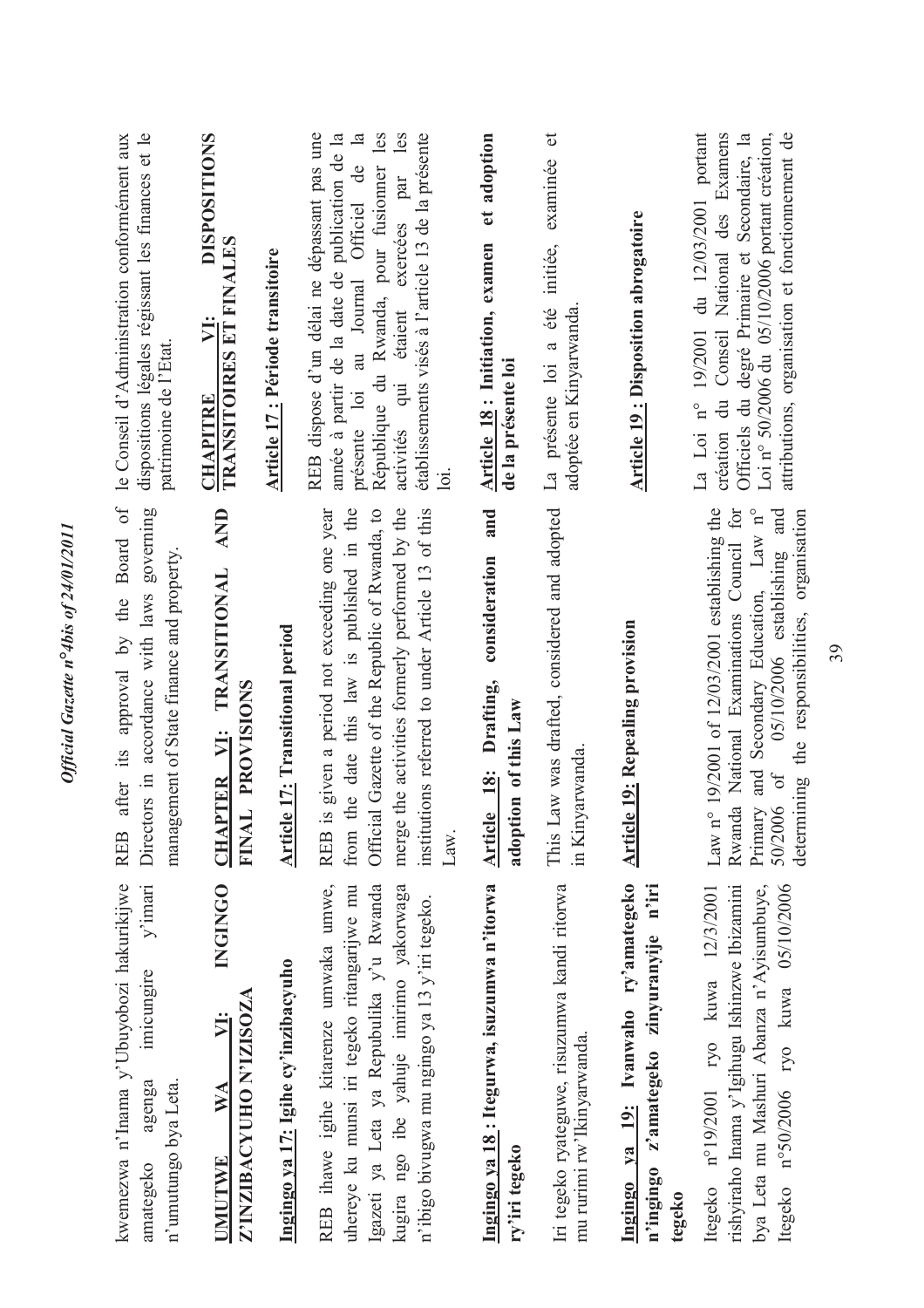kwemezwa n'Inama y'Ubuyobozi hakurikijwe amategeko agenga imicungire y'imari n'umutungo bya Leta.

**UMUTWE WA VI: INGINGO Z'INZIBACYUHO N'IZISOZA**

**Ingingo ya 17: Igihe cy'inzibacyuho**

REB ihawe igihe kitarenze umwaka umwe, uhereye ku munsi iri tegeko ritangarijwe mu Igazeti ya Leta ya Repubulika y'u Rwanda kugira ngo ibe yahuje imirimo yakorwaga n'ibigo bivugwa mu ngingo ya 13 y'iri tegeko.

**Ingingo ya 18 : Itegurwa, isuzumwa n'itorwa ry'iri tegeko**

Iri tegeko ryateguwe, risuzumwa kandi ritorwa mu rurimi rw'Ikinyarwanda.

**Ingingo ya 19: Ivanwaho ry'amategeko n'ingingo z'amategeko zinyuranyije n'iri tegeko**

Itegeko n°19/2001 ryo kuwa 12/3/2001 rishyiraho Inama y'Igihugu Ishinzwe Ibizamini bya Leta mu Mashuri Abanza n'Ayisumbuye, Itegeko n°50/2006 ryo kuwa 05/10/2006

REB after its approval by the Board of Directors in accordance with laws governing management of State finance and property.

**CHAPTER VI: TRANSITIONAL AND FINAL PROVISIONS**

**Article 17: Transitional period**

REB is given a period not exceeding one year from the date this law is published in the Official Gazette of the Republic of Rwanda, to merge the activities formerly performed by the institutions referred to under Article 13 of this Law.

**Article 18: Drafting, consideration and adoption of this Law**

This Law was drafted, considered and adopted in Kinyarwanda.

**Article 19: Repealing provision**

Law n° 19/2001 of 12/03/2001 establishing the Rwanda National Examinations Council for Primary and Secondary Education, Law n° 50/2006 of 05/10/2006 establishing and determining the responsibilities, organisation

le Conseil d'Administration conformément aux dispositions légales régissant les finances et le patrimoine de l'Etat.

**CHAPITRE VI: DISPOSITIONS TRANSITOIRES ET FINALES**

**Article 17 : Période transitoire**

REB dispose d'un délai ne dépassant pas une année à partir de la date de publication de la présente loi au Journal Officiel de la République du Rwanda, pour fusionner les activités qui étaient exercées par les établissements visés à l'article 13 de la présente loi.

**Article 18 : Initiation, examen et adoption de la présente loi**

La présente loi a été initiée, examinée et adoptée en Kinyarwanda.

**Article 19 : Disposition abrogatoire**

La Loi n° 19/2001 du 12/03/2001 portant création du Conseil National des Examens Officiels du degré Primaire et Secondaire, la Loi n° 50/2006 du 05/10/2006 portant création, attributions, organisation et fonctionnement de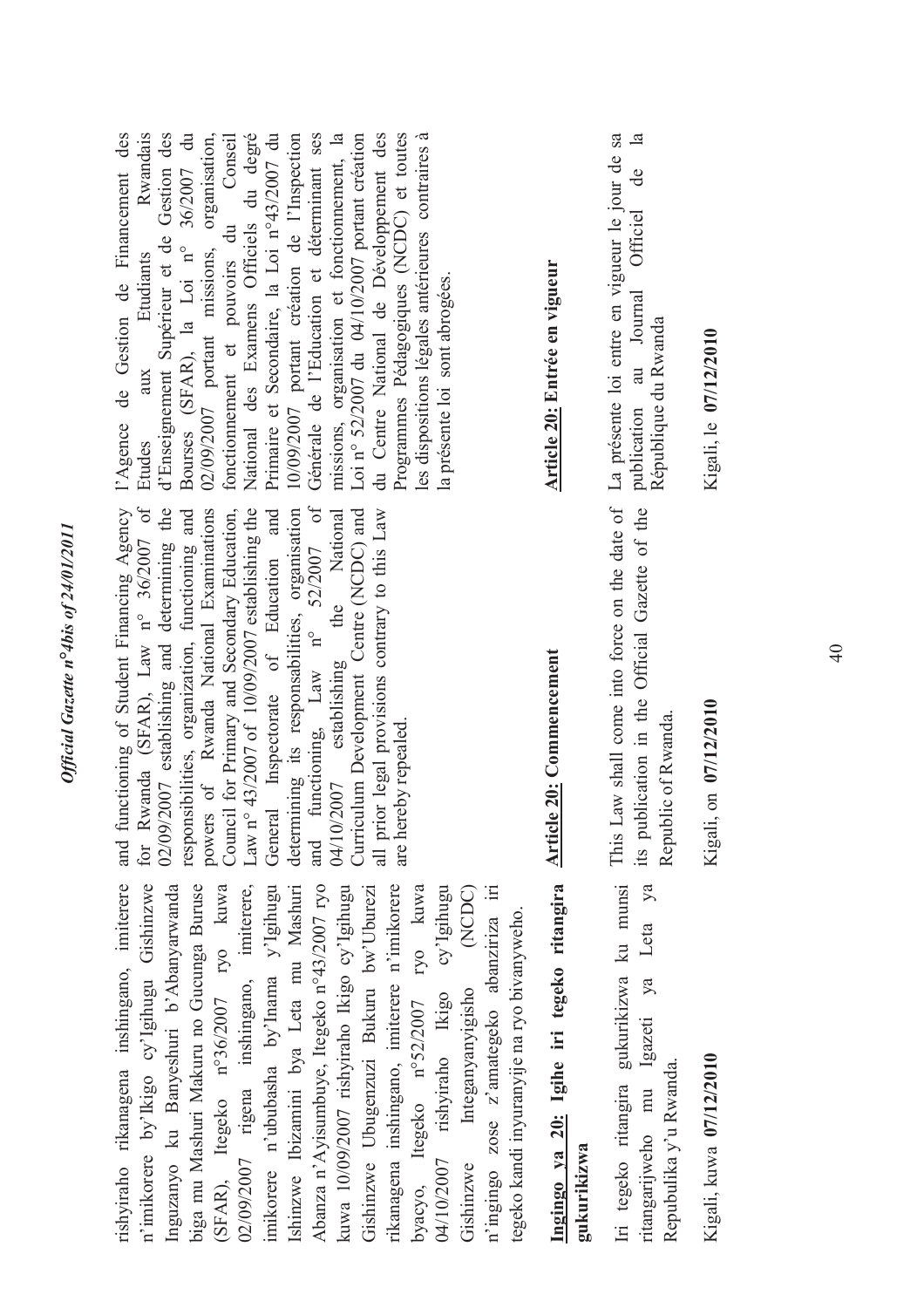rishyiraho rikanagena inshingano, imiterere n'imikorere by'Ikigo cy'Igihugu Gishinzwe Inguzanyo ku Banyeshuri b'Abanyarwanda biga mu Mashuri Makuru no Gucunga Buruse (SFAR), Itegeko n°36/2007 ryo kuwa 02/09/2007 rigena inshingano, imiterere, imikorere n'ububasha by'Inama y'Igihugu Ishinzwe Ibizamini bya Leta mu Mashuri Abanza n'Ayisumbuye, Itegeko n°43/2007 ryo kuwa 10/09/2007 rishyiraho Ikigo cy'Igihugu Gishinzwe Ubugenzuzi Bukuru bw'Uburezi rikanagena inshingano, imiterere n'imikorere byacyo, Itegeko n°52/2007 ryo kuwa 04/10/2007 rishyiraho Ikigo cy'Igihugu Gishinzwe Integanyanyigisho (NCDC) n'ingingo zose z'amategeko abanziriza iri tegeko kandi inyuranyije na ryo bivanyweho.

**Ingingo ya 20: Igihe iri tegeko ritangira gukurikizwa**

Iri tegeko ritangira gukurikizwa ku munsi ritangarijweho mu Igazeti ya Leta ya Repubulika y'u Rwanda.

Kigali, kuwa **07/12/2010**

and functioning of Student Financing Agency for Rwanda (SFAR), Law n° 36/2007 of 02/09/2007 establishing and determining the responsibilities, organization, functioning and powers of Rwanda National Examinations Council for Primary and Secondary Education, Law n° 43/2007 of 10/09/2007 establishing the General Inspectorate of Education and determining its responsabilities, organisation and functioning, Law n° 52/2007 of 04/10/2007 establishing the National Curriculum Development Centre (NCDC) and all prior legal provisions contrary to this Law are hereby repealed.

**Article 20: Commencement**

This Law shall come into force on the date of its publication in the Official Gazette of the Republic of Rwanda.

Kigali, on **07/12/2010**

l'Agence de Gestion de Financement des Etudes aux Etudiants Rwandais d'Enseignement Supérieur et de Gestion des Bourses (SFAR), la Loi n° 36/2007 du 02/09/2007 portant missions, organisation, fonctionnement et pouvoirs du Conseil National des Examens Officiels du degré Primaire et Secondaire, la Loi n°43/2007 du 10/09/2007 portant création de l'Inspection Générale de l'Education et déterminant ses missions, organisation et fonctionnement, la Loi n° 52/2007 du 04/10/2007 portant création du Centre National de Développement des Programmes Pédagogiques (NCDC) et toutes les dispositions légales antérieures contraires à la présente loi sont abrogées.

**Article 20: Entrée en vigueur**

La présente loi entre en vigueur le jour de sa publication au Journal Officiel de la République du Rwanda

Kigali, le **07/12/2010**